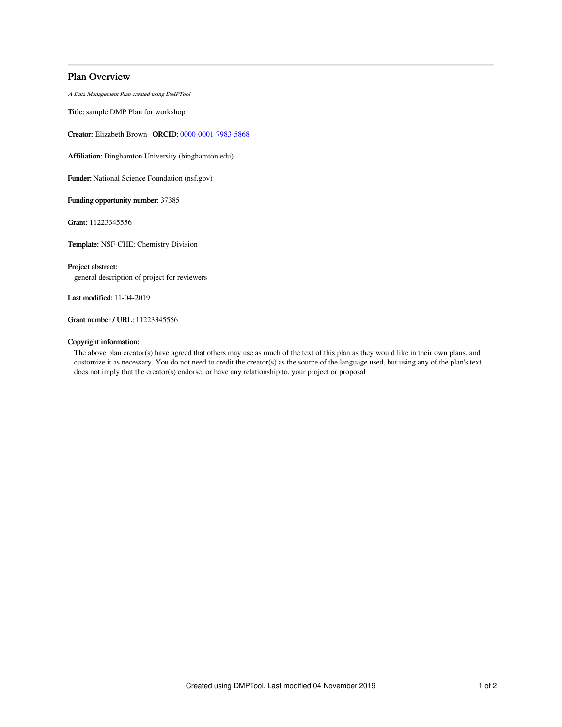# Plan Overview

*A Data Management Plan created using DMPTool*

**Title:** sample DMP Plan for workshop

**Creator:** Elizabeth Brown - **ORCID:** [0000-0001-7983-5868](0000-0001-7983-5868)

**Affiliation:** Binghamton University (binghamton.edu)

**Funder:** National Science Foundation (nsf.gov)

**Funding opportunity number:** 37385

**Grant:** 11223345556

**Template:** NSF-CHE: Chemistry Division

**Project abstract:**

general description of project for reviewers

**Last modified:** 11-04-2019

**Grant number / URL:** 11223345556

**Copyright information:**

The above plan creator(s) have agreed that others may use as much of the text of this plan as they would like in their own plans, and customize it as necessary. You do not need to credit the creator(s) as the source of the language used, but using any of the plan's text does not imply that the creator(s) endorse, or have any relationship to, your project or proposal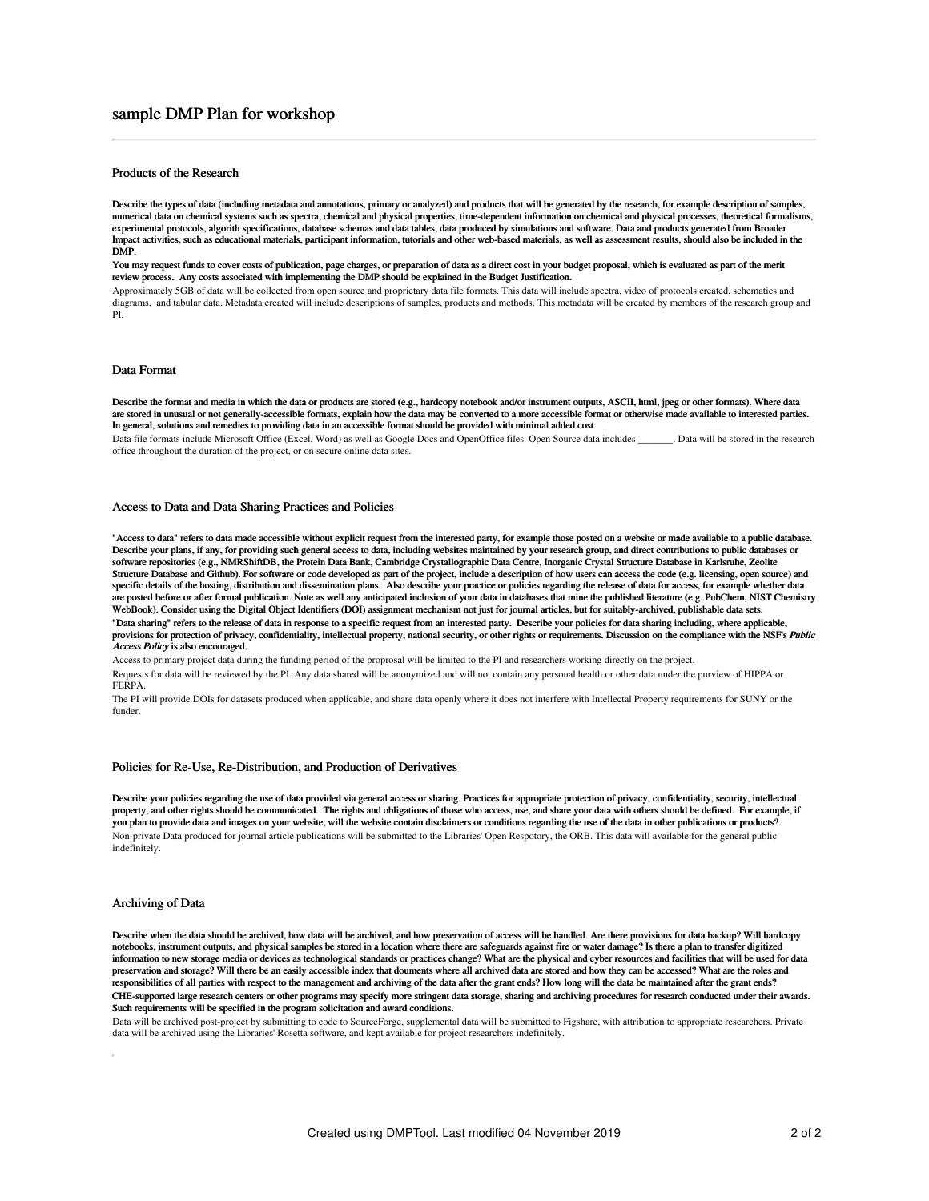# sample DMP Plan for workshop

## Products of the Research

**Describe the types of data (including metadata and annotations, primary or analyzed) and products that will be generated by the research, for example description of samples, numerical data on chemical systems such as spectra, chemical and physical properties, time-dependent information on chemical and physical processes, theoretical formalisms, experimental protocols, algorith specifications, database schemas and data tables, data produced by simulations and software. Data and products generated from Broader Impact activities, such as educational materials, participant information, tutorials and other web-based materials, as well as assessment results, should also be included in the DMP.**

**You may request funds to cover costs of publication, page charges, or preparation of data as a direct cost in your budget proposal, which is evaluated as part of the merit review process. Any costs associated with implementing the DMP should be explained in the Budget Justification.**

Approximately 5GB of data will be collected from open source and proprietary data file formats. This data will include spectra, video of protocols created, schematics and diagrams, and tabular data. Metadata created will include descriptions of samples, products and methods. This metadata will be created by members of the research group and PI.

## Data Format

**Describe the format and media in which the data or products are stored (e.g., hardcopy notebook and/or instrument outputs, ASCII, html, jpeg or other formats). Where data are stored in unusual or not generally-accessible formats, explain how the data may be converted to a more accessible format or otherwise made available to interested parties. In general, solutions and remedies to providing data in an accessible format should be provided with minimal added cost.**

Data file formats include Microsoft Office (Excel, Word) as well as Google Docs and OpenOffice files. Open Source data includes _______. Data will be stored in the research office throughout the duration of the project, or on secure online data sites.

## Access to Data and Data Sharing Practices and Policies

**"Access to data" refers to data made accessible without explicit request from the interested party, for example those posted on a website or made available to a public database. Describe your plans, if any, for providing such general access to data, including websites maintained by your research group, and direct contributions to public databases or software repositories (e.g., NMRShiftDB, the Protein Data Bank, Cambridge Crystallographic Data Centre, Inorganic Crystal Structure Database in Karlsruhe, Zeolite Structure Database and Github). For software or code developed as part of the project, include a description of how users can access the code (e.g. licensing, open source) and specific details of the hosting, distribution and dissemination plans. Also describe your practice or policies regarding the release of data for access, for example whether data are posted before or after formal publication. Note as well any anticipated inclusion of your data in databases that mine the published literature (e.g. PubChem, NIST Chemistry WebBook). Consider using the Digital Object Identifiers (DOI) assignment mechanism not just for journal articles, but for suitably-archived, publishable data sets.**

**"Data sharing" refers to the release of data in response to a specific request from an interested party. Describe your policies for data sharing including, where applicable, provisions for protection of privacy, confidentiality, intellectual property, national security, or other rights or requirements. Discussion on the compliance with the NSF's *Public Access Policy* is also encouraged.**

Access to primary project data during the funding period of the proprosal will be limited to the PI and researchers working directly on the project.

Requests for data will be reviewed by the PI. Any data shared will be anonymized and will not contain any personal health or other data under the purview of HIPPA or FERPA.

The PI will provide DOIs for datasets produced when applicable, and share data openly where it does not interfere with Intellectal Property requirements for SUNY or the funder.

## Policies for Re-Use, Re-Distribution, and Production of Derivatives

**Describe your policies regarding the use of data provided via general access or sharing. Practices for appropriate protection of privacy, confidentiality, security, intellectual property, and other rights should be communicated. The rights and obligations of those who access, use, and share your data with others should be defined. For example, if you plan to provide data and images on your website, will the website contain disclaimers or conditions regarding the use of the data in other publications or products?**

Non-private Data produced for journal article publications will be submitted to the Libraries' Open Respotory, the ORB. This data will available for the general public indefinitely.

## Archiving of Data

**Describe when the data should be archived, how data will be archived, and how preservation of access will be handled. Are there provisions for data backup? Will hardcopy notebooks, instrument outputs, and physical samples be stored in a location where there are safeguards against fire or water damage? Is there a plan to transfer digitized information to new storage media or devices as technological standards or practices change? What are the physical and cyber resources and facilities that will be used for data preservation and storage? Will there be an easily accessible index that douments where all archived data are stored and how they can be accessed? What are the roles and responsibilities of all parties with respect to the management and archiving of the data after the grant ends? How long will the data be maintained after the grant ends?**

**CHE-supported large research centers or other programs may specify more stringent data storage, sharing and archiving procedures for research conducted under their awards. Such requirements will be specified in the program solicitation and award conditions.**

Data will be archived post-project by submitting to code to SourceForge, supplemental data will be submitted to Figshare, with attribution to appropriate researchers. Private data will be archived using the Libraries' Rosetta software, and kept available for project researchers indefinitely.